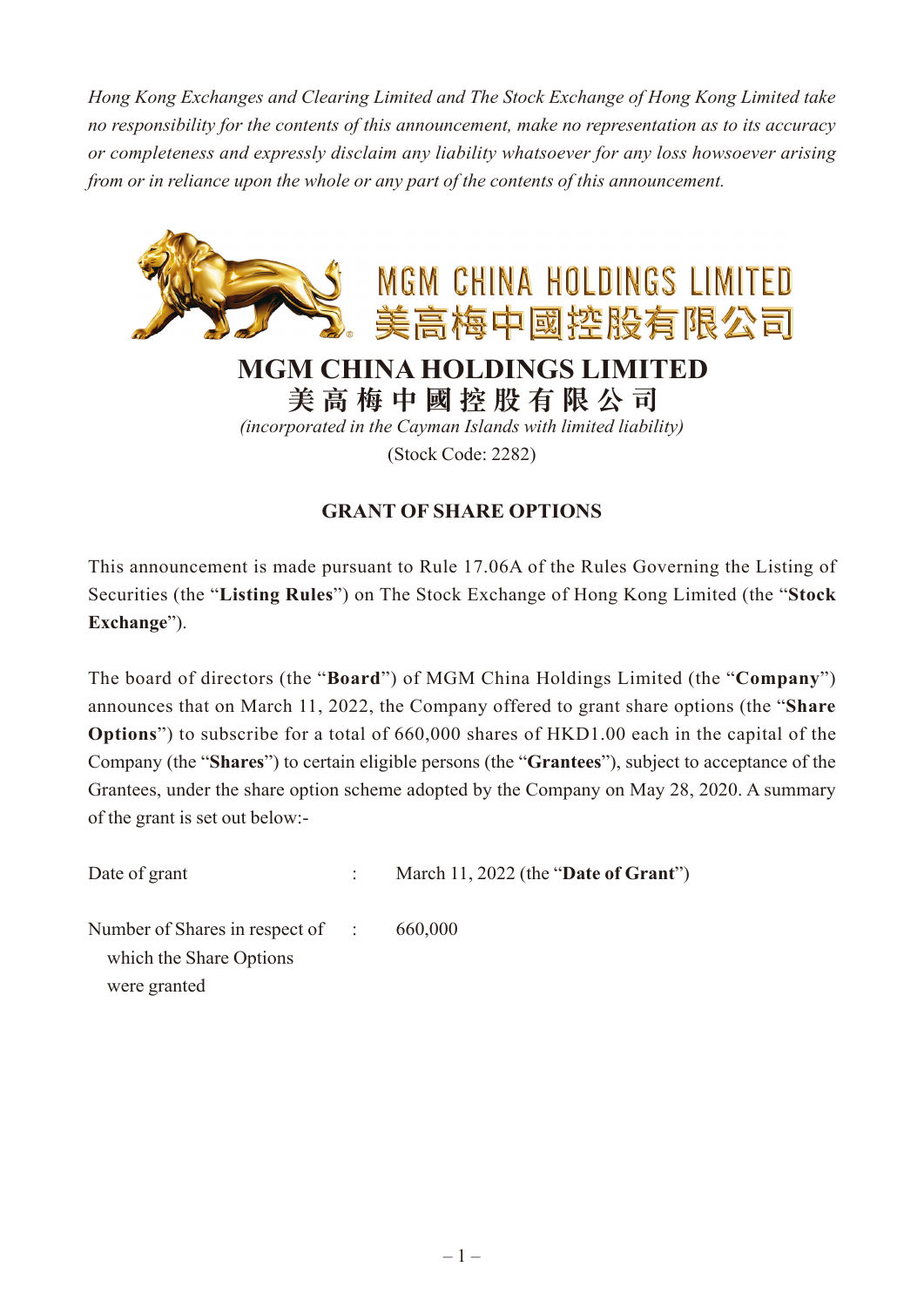*Hong Kong Exchanges and Clearing Limited and The Stock Exchange of Hong Kong Limited take no responsibility for the contents of this announcement, make no representation as to its accuracy or completeness and expressly disclaim any liability whatsoever for any loss howsoever arising from or in reliance upon the whole or any part of the contents of this announcement.*

MGM CHINA HOLDINGS LIMITED
美高梅中國控股有限公司

# MGM CHINA HOLDINGS LIMITED
# 美高梅中國控股有限公司

*(incorporated in the Cayman Islands with limited liability)*

(Stock Code: 2282)

## GRANT OF SHARE OPTIONS

This announcement is made pursuant to Rule 17.06A of the Rules Governing the Listing of Securities (the "**Listing Rules**") on The Stock Exchange of Hong Kong Limited (the "**Stock Exchange**").

The board of directors (the "**Board**") of MGM China Holdings Limited (the "**Company**") announces that on March 11, 2022, the Company offered to grant share options (the "**Share Options**") to subscribe for a total of 660,000 shares of HKD1.00 each in the capital of the Company (the "**Shares**") to certain eligible persons (the "**Grantees**"), subject to acceptance of the Grantees, under the share option scheme adopted by the Company on May 28, 2020. A summary of the grant is set out below:-

| | | |
|---|---|---|
| Date of grant | : | March 11, 2022 (the "**Date of Grant**") |
| Number of Shares in respect of which the Share Options were granted | : | 660,000 |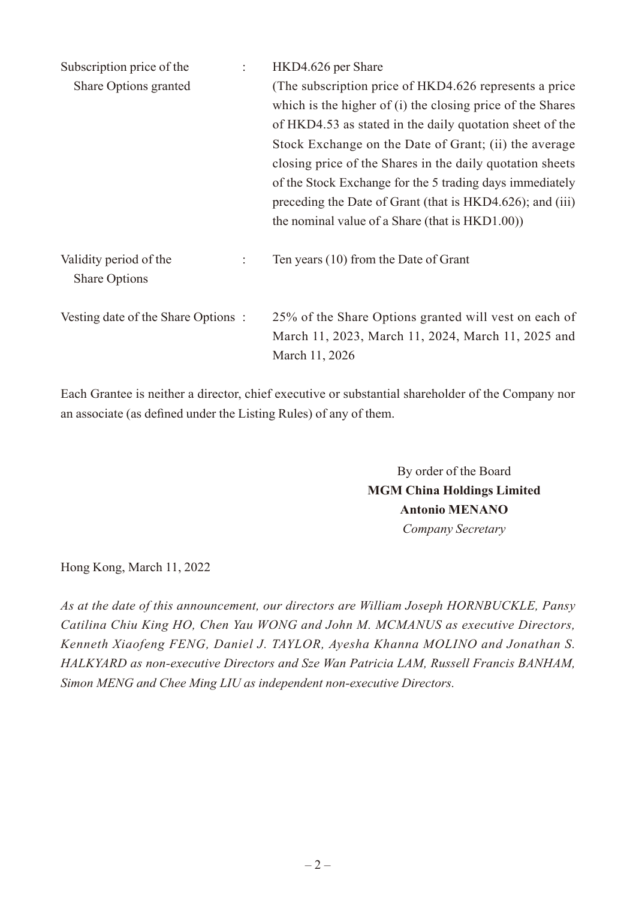| | | |
|---|---|---|
| Subscription price of the Share Options granted | : | HKD4.626 per Share (The subscription price of HKD4.626 represents a price which is the higher of (i) the closing price of the Shares of HKD4.53 as stated in the daily quotation sheet of the Stock Exchange on the Date of Grant; (ii) the average closing price of the Shares in the daily quotation sheets of the Stock Exchange for the 5 trading days immediately preceding the Date of Grant (that is HKD4.626); and (iii) the nominal value of a Share (that is HKD1.00)) |
| Validity period of the Share Options | : | Ten years (10) from the Date of Grant |
| Vesting date of the Share Options | : | 25% of the Share Options granted will vest on each of March 11, 2023, March 11, 2024, March 11, 2025 and March 11, 2026 |

Each Grantee is neither a director, chief executive or substantial shareholder of the Company nor an associate (as defined under the Listing Rules) of any of them.

By order of the Board
**MGM China Holdings Limited**
**Antonio MENANO**
*Company Secretary*

Hong Kong, March 11, 2022

*As at the date of this announcement, our directors are William Joseph HORNBUCKLE, Pansy Catilina Chiu King HO, Chen Yau WONG and John M. MCMANUS as executive Directors, Kenneth Xiaofeng FENG, Daniel J. TAYLOR, Ayesha Khanna MOLINO and Jonathan S. HALKYARD as non-executive Directors and Sze Wan Patricia LAM, Russell Francis BANHAM, Simon MENG and Chee Ming LIU as independent non-executive Directors.*